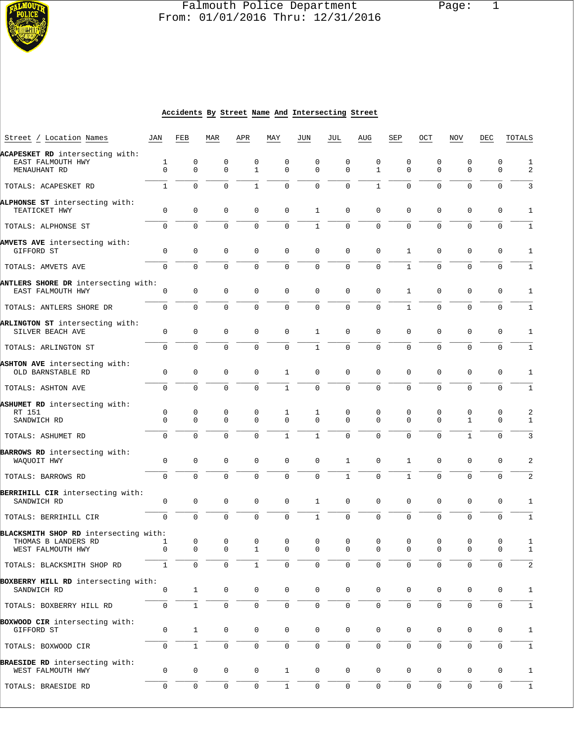# Falmouth Police Department

From: 01/01/2016 Thru: 12/31/2016

## Accidents By Street Name And Intersecting Street

| Street / Location Names | JAN | FEB | MAR | APR | MAY | JUN | JUL | AUG | SEP | OCT | NOV | DEC | TOTALS |
|---|---|---|---|---|---|---|---|---|---|---|---|---|---|
| **ACAPESKET RD** intersecting with: | | | | | | | | | | | | | |
| EAST FALMOUTH HWY | 1 | 0 | 0 | 0 | 0 | 0 | 0 | 0 | 0 | 0 | 0 | 0 | 1 |
| MENAUHANT RD | 0 | 0 | 0 | 1 | 0 | 0 | 0 | 1 | 0 | 0 | 0 | 0 | 2 |
| TOTALS: ACAPESKET RD | 1 | 0 | 0 | 1 | 0 | 0 | 0 | 1 | 0 | 0 | 0 | 0 | 3 |
| **ALPHONSE ST** intersecting with: | | | | | | | | | | | | | |
| TEATICKET HWY | 0 | 0 | 0 | 0 | 0 | 1 | 0 | 0 | 0 | 0 | 0 | 0 | 1 |
| TOTALS: ALPHONSE ST | 0 | 0 | 0 | 0 | 0 | 1 | 0 | 0 | 0 | 0 | 0 | 0 | 1 |
| **AMVETS AVE** intersecting with: | | | | | | | | | | | | | |
| GIFFORD ST | 0 | 0 | 0 | 0 | 0 | 0 | 0 | 0 | 1 | 0 | 0 | 0 | 1 |
| TOTALS: AMVETS AVE | 0 | 0 | 0 | 0 | 0 | 0 | 0 | 0 | 1 | 0 | 0 | 0 | 1 |
| **ANTLERS SHORE DR** intersecting with: | | | | | | | | | | | | | |
| EAST FALMOUTH HWY | 0 | 0 | 0 | 0 | 0 | 0 | 0 | 0 | 1 | 0 | 0 | 0 | 1 |
| TOTALS: ANTLERS SHORE DR | 0 | 0 | 0 | 0 | 0 | 0 | 0 | 0 | 1 | 0 | 0 | 0 | 1 |
| **ARLINGTON ST** intersecting with: | | | | | | | | | | | | | |
| SILVER BEACH AVE | 0 | 0 | 0 | 0 | 0 | 1 | 0 | 0 | 0 | 0 | 0 | 0 | 1 |
| TOTALS: ARLINGTON ST | 0 | 0 | 0 | 0 | 0 | 1 | 0 | 0 | 0 | 0 | 0 | 0 | 1 |
| **ASHTON AVE** intersecting with: | | | | | | | | | | | | | |
| OLD BARNSTABLE RD | 0 | 0 | 0 | 0 | 1 | 0 | 0 | 0 | 0 | 0 | 0 | 0 | 1 |
| TOTALS: ASHTON AVE | 0 | 0 | 0 | 0 | 1 | 0 | 0 | 0 | 0 | 0 | 0 | 0 | 1 |
| **ASHUMET RD** intersecting with: | | | | | | | | | | | | | |
| RT 151 | 0 | 0 | 0 | 0 | 1 | 1 | 0 | 0 | 0 | 0 | 0 | 0 | 2 |
| SANDWICH RD | 0 | 0 | 0 | 0 | 0 | 0 | 0 | 0 | 0 | 0 | 1 | 0 | 1 |
| TOTALS: ASHUMET RD | 0 | 0 | 0 | 0 | 1 | 1 | 0 | 0 | 0 | 0 | 1 | 0 | 3 |
| **BARROWS RD** intersecting with: | | | | | | | | | | | | | |
| WAQUOIT HWY | 0 | 0 | 0 | 0 | 0 | 0 | 1 | 0 | 1 | 0 | 0 | 0 | 2 |
| TOTALS: BARROWS RD | 0 | 0 | 0 | 0 | 0 | 0 | 1 | 0 | 1 | 0 | 0 | 0 | 2 |
| **BERRIHILL CIR** intersecting with: | | | | | | | | | | | | | |
| SANDWICH RD | 0 | 0 | 0 | 0 | 0 | 1 | 0 | 0 | 0 | 0 | 0 | 0 | 1 |
| TOTALS: BERRIHILL CIR | 0 | 0 | 0 | 0 | 0 | 1 | 0 | 0 | 0 | 0 | 0 | 0 | 1 |
| **BLACKSMITH SHOP RD** intersecting with: | | | | | | | | | | | | | |
| THOMAS B LANDERS RD | 1 | 0 | 0 | 0 | 0 | 0 | 0 | 0 | 0 | 0 | 0 | 0 | 1 |
| WEST FALMOUTH HWY | 0 | 0 | 0 | 1 | 0 | 0 | 0 | 0 | 0 | 0 | 0 | 0 | 1 |
| TOTALS: BLACKSMITH SHOP RD | 1 | 0 | 0 | 1 | 0 | 0 | 0 | 0 | 0 | 0 | 0 | 0 | 2 |
| **BOXBERRY HILL RD** intersecting with: | | | | | | | | | | | | | |
| SANDWICH RD | 0 | 1 | 0 | 0 | 0 | 0 | 0 | 0 | 0 | 0 | 0 | 0 | 1 |
| TOTALS: BOXBERRY HILL RD | 0 | 1 | 0 | 0 | 0 | 0 | 0 | 0 | 0 | 0 | 0 | 0 | 1 |
| **BOXWOOD CIR** intersecting with: | | | | | | | | | | | | | |
| GIFFORD ST | 0 | 1 | 0 | 0 | 0 | 0 | 0 | 0 | 0 | 0 | 0 | 0 | 1 |
| TOTALS: BOXWOOD CIR | 0 | 1 | 0 | 0 | 0 | 0 | 0 | 0 | 0 | 0 | 0 | 0 | 1 |
| **BRAESIDE RD** intersecting with: | | | | | | | | | | | | | |
| WEST FALMOUTH HWY | 0 | 0 | 0 | 0 | 1 | 0 | 0 | 0 | 0 | 0 | 0 | 0 | 1 |
| TOTALS: BRAESIDE RD | 0 | 0 | 0 | 0 | 1 | 0 | 0 | 0 | 0 | 0 | 0 | 0 | 1 |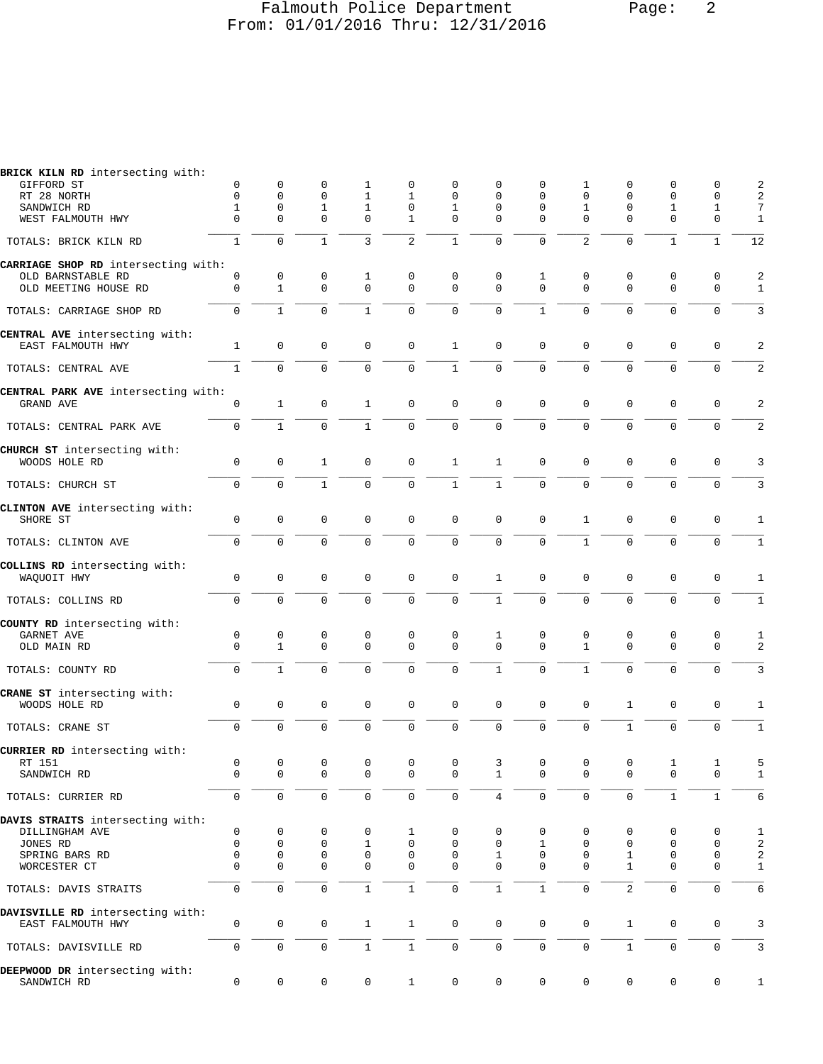# Falmouth Police Department
From: 01/01/2016 Thru: 12/31/2016

| Street / Intersection | | | | | | | | | | | | | Total |
|---|---|---|---|---|---|---|---|---|---|---|---|---|---|
| **BRICK KILN RD** intersecting with: | | | | | | | | | | | | | |
| GIFFORD ST | 0 | 0 | 0 | 1 | 0 | 0 | 0 | 0 | 1 | 0 | 0 | 0 | 2 |
| RT 28 NORTH | 0 | 0 | 0 | 1 | 1 | 0 | 0 | 0 | 0 | 0 | 0 | 0 | 2 |
| SANDWICH RD | 1 | 0 | 1 | 1 | 0 | 1 | 0 | 0 | 1 | 0 | 1 | 1 | 7 |
| WEST FALMOUTH HWY | 0 | 0 | 0 | 0 | 1 | 0 | 0 | 0 | 0 | 0 | 0 | 0 | 1 |
| TOTALS: BRICK KILN RD | 1 | 0 | 1 | 3 | 2 | 1 | 0 | 0 | 2 | 0 | 1 | 1 | 12 |
| **CARRIAGE SHOP RD** intersecting with: | | | | | | | | | | | | | |
| OLD BARNSTABLE RD | 0 | 0 | 0 | 1 | 0 | 0 | 0 | 1 | 0 | 0 | 0 | 0 | 2 |
| OLD MEETING HOUSE RD | 0 | 1 | 0 | 0 | 0 | 0 | 0 | 0 | 0 | 0 | 0 | 0 | 1 |
| TOTALS: CARRIAGE SHOP RD | 0 | 1 | 0 | 1 | 0 | 0 | 0 | 1 | 0 | 0 | 0 | 0 | 3 |
| **CENTRAL AVE** intersecting with: | | | | | | | | | | | | | |
| EAST FALMOUTH HWY | 1 | 0 | 0 | 0 | 0 | 1 | 0 | 0 | 0 | 0 | 0 | 0 | 2 |
| TOTALS: CENTRAL AVE | 1 | 0 | 0 | 0 | 0 | 1 | 0 | 0 | 0 | 0 | 0 | 0 | 2 |
| **CENTRAL PARK AVE** intersecting with: | | | | | | | | | | | | | |
| GRAND AVE | 0 | 1 | 0 | 1 | 0 | 0 | 0 | 0 | 0 | 0 | 0 | 0 | 2 |
| TOTALS: CENTRAL PARK AVE | 0 | 1 | 0 | 1 | 0 | 0 | 0 | 0 | 0 | 0 | 0 | 0 | 2 |
| **CHURCH ST** intersecting with: | | | | | | | | | | | | | |
| WOODS HOLE RD | 0 | 0 | 1 | 0 | 0 | 1 | 1 | 0 | 0 | 0 | 0 | 0 | 3 |
| TOTALS: CHURCH ST | 0 | 0 | 1 | 0 | 0 | 1 | 1 | 0 | 0 | 0 | 0 | 0 | 3 |
| **CLINTON AVE** intersecting with: | | | | | | | | | | | | | |
| SHORE ST | 0 | 0 | 0 | 0 | 0 | 0 | 0 | 0 | 1 | 0 | 0 | 0 | 1 |
| TOTALS: CLINTON AVE | 0 | 0 | 0 | 0 | 0 | 0 | 0 | 0 | 1 | 0 | 0 | 0 | 1 |
| **COLLINS RD** intersecting with: | | | | | | | | | | | | | |
| WAQUOIT HWY | 0 | 0 | 0 | 0 | 0 | 0 | 1 | 0 | 0 | 0 | 0 | 0 | 1 |
| TOTALS: COLLINS RD | 0 | 0 | 0 | 0 | 0 | 0 | 1 | 0 | 0 | 0 | 0 | 0 | 1 |
| **COUNTY RD** intersecting with: | | | | | | | | | | | | | |
| GARNET AVE | 0 | 0 | 0 | 0 | 0 | 0 | 1 | 0 | 0 | 0 | 0 | 0 | 1 |
| OLD MAIN RD | 0 | 1 | 0 | 0 | 0 | 0 | 0 | 0 | 1 | 0 | 0 | 0 | 2 |
| TOTALS: COUNTY RD | 0 | 1 | 0 | 0 | 0 | 0 | 1 | 0 | 1 | 0 | 0 | 0 | 3 |
| **CRANE ST** intersecting with: | | | | | | | | | | | | | |
| WOODS HOLE RD | 0 | 0 | 0 | 0 | 0 | 0 | 0 | 0 | 0 | 1 | 0 | 0 | 1 |
| TOTALS: CRANE ST | 0 | 0 | 0 | 0 | 0 | 0 | 0 | 0 | 0 | 1 | 0 | 0 | 1 |
| **CURRIER RD** intersecting with: | | | | | | | | | | | | | |
| RT 151 | 0 | 0 | 0 | 0 | 0 | 0 | 3 | 0 | 0 | 0 | 1 | 1 | 5 |
| SANDWICH RD | 0 | 0 | 0 | 0 | 0 | 0 | 1 | 0 | 0 | 0 | 0 | 0 | 1 |
| TOTALS: CURRIER RD | 0 | 0 | 0 | 0 | 0 | 0 | 4 | 0 | 0 | 0 | 1 | 1 | 6 |
| **DAVIS STRAITS** intersecting with: | | | | | | | | | | | | | |
| DILLINGHAM AVE | 0 | 0 | 0 | 0 | 1 | 0 | 0 | 0 | 0 | 0 | 0 | 0 | 1 |
| JONES RD | 0 | 0 | 0 | 1 | 0 | 0 | 0 | 1 | 0 | 0 | 0 | 0 | 2 |
| SPRING BARS RD | 0 | 0 | 0 | 0 | 0 | 0 | 1 | 0 | 0 | 1 | 0 | 0 | 2 |
| WORCESTER CT | 0 | 0 | 0 | 0 | 0 | 0 | 0 | 0 | 0 | 1 | 0 | 0 | 1 |
| TOTALS: DAVIS STRAITS | 0 | 0 | 0 | 1 | 1 | 0 | 1 | 1 | 0 | 2 | 0 | 0 | 6 |
| **DAVISVILLE RD** intersecting with: | | | | | | | | | | | | | |
| EAST FALMOUTH HWY | 0 | 0 | 0 | 1 | 1 | 0 | 0 | 0 | 0 | 1 | 0 | 0 | 3 |
| TOTALS: DAVISVILLE RD | 0 | 0 | 0 | 1 | 1 | 0 | 0 | 0 | 0 | 1 | 0 | 0 | 3 |
| **DEEPWOOD DR** intersecting with: | | | | | | | | | | | | | |
| SANDWICH RD | 0 | 0 | 0 | 0 | 1 | 0 | 0 | 0 | 0 | 0 | 0 | 0 | 1 |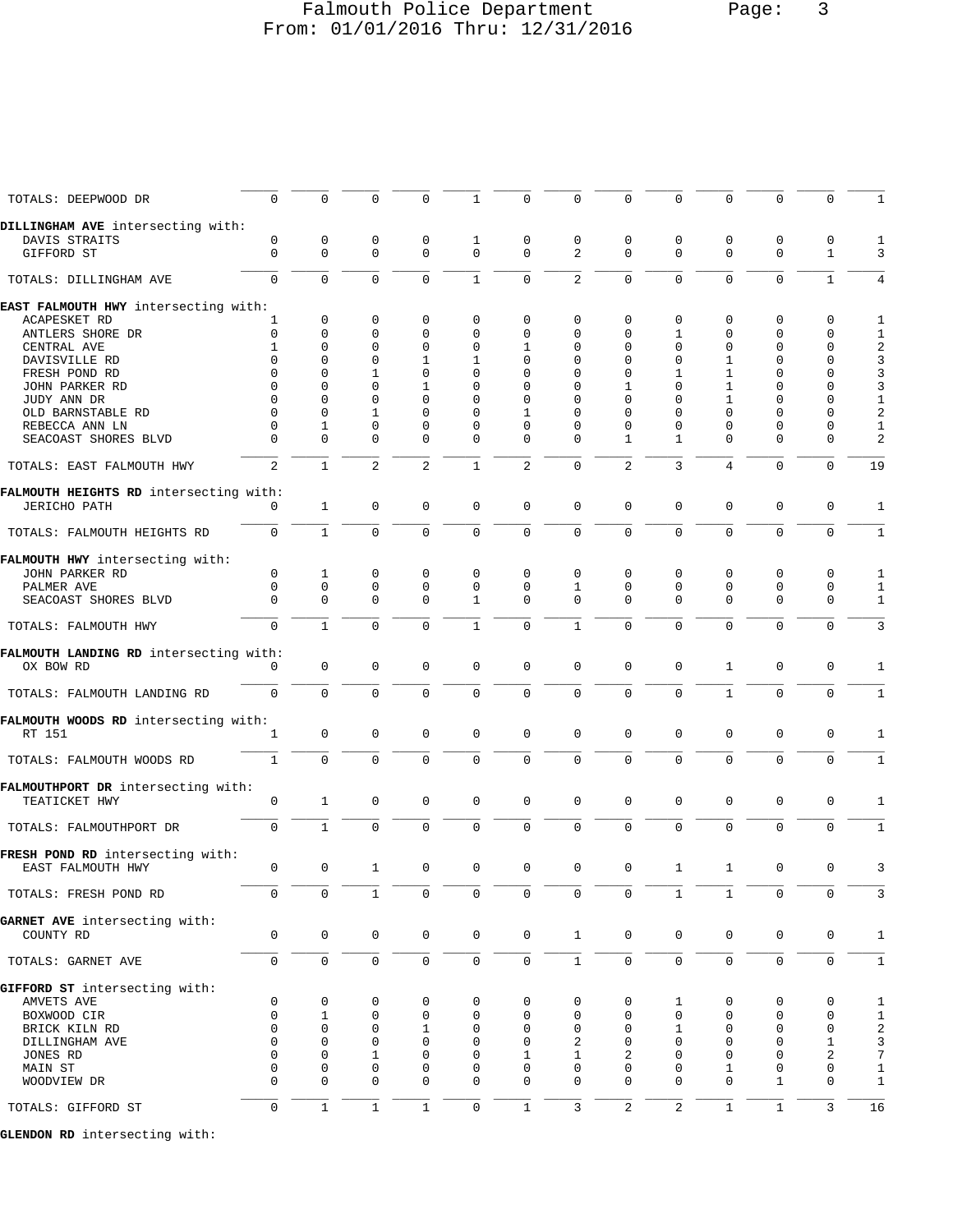| | | | | | | | | | | | | | |
|---|---|---|---|---|---|---|---|---|---|---|---|---|---|
| TOTALS: DEEPWOOD DR | 0 | 0 | 0 | 0 | 1 | 0 | 0 | 0 | 0 | 0 | 0 | 0 | 1 |
| **DILLINGHAM AVE** intersecting with: | | | | | | | | | | | | | |
| DAVIS STRAITS | 0 | 0 | 0 | 0 | 1 | 0 | 0 | 0 | 0 | 0 | 0 | 0 | 1 |
| GIFFORD ST | 0 | 0 | 0 | 0 | 0 | 0 | 2 | 0 | 0 | 0 | 0 | 1 | 3 |
| TOTALS: DILLINGHAM AVE | 0 | 0 | 0 | 0 | 1 | 0 | 2 | 0 | 0 | 0 | 0 | 1 | 4 |
| **EAST FALMOUTH HWY** intersecting with: | | | | | | | | | | | | | |
| ACAPESKET RD | 1 | 0 | 0 | 0 | 0 | 0 | 0 | 0 | 0 | 0 | 0 | 0 | 1 |
| ANTLERS SHORE DR | 0 | 0 | 0 | 0 | 0 | 0 | 0 | 0 | 1 | 0 | 0 | 0 | 1 |
| CENTRAL AVE | 1 | 0 | 0 | 0 | 0 | 1 | 0 | 0 | 0 | 0 | 0 | 0 | 2 |
| DAVISVILLE RD | 0 | 0 | 0 | 1 | 1 | 0 | 0 | 0 | 0 | 1 | 0 | 0 | 3 |
| FRESH POND RD | 0 | 0 | 1 | 0 | 0 | 0 | 0 | 0 | 1 | 1 | 0 | 0 | 3 |
| JOHN PARKER RD | 0 | 0 | 0 | 1 | 0 | 0 | 0 | 1 | 0 | 1 | 0 | 0 | 3 |
| JUDY ANN DR | 0 | 0 | 0 | 0 | 0 | 0 | 0 | 0 | 0 | 1 | 0 | 0 | 1 |
| OLD BARNSTABLE RD | 0 | 0 | 1 | 0 | 0 | 1 | 0 | 0 | 0 | 0 | 0 | 0 | 2 |
| REBECCA ANN LN | 0 | 1 | 0 | 0 | 0 | 0 | 0 | 0 | 0 | 0 | 0 | 0 | 1 |
| SEACOAST SHORES BLVD | 0 | 0 | 0 | 0 | 0 | 0 | 0 | 1 | 1 | 0 | 0 | 0 | 2 |
| TOTALS: EAST FALMOUTH HWY | 2 | 1 | 2 | 2 | 1 | 2 | 0 | 2 | 3 | 4 | 0 | 0 | 19 |
| **FALMOUTH HEIGHTS RD** intersecting with: | | | | | | | | | | | | | |
| JERICHO PATH | 0 | 1 | 0 | 0 | 0 | 0 | 0 | 0 | 0 | 0 | 0 | 0 | 1 |
| TOTALS: FALMOUTH HEIGHTS RD | 0 | 1 | 0 | 0 | 0 | 0 | 0 | 0 | 0 | 0 | 0 | 0 | 1 |
| **FALMOUTH HWY** intersecting with: | | | | | | | | | | | | | |
| JOHN PARKER RD | 0 | 1 | 0 | 0 | 0 | 0 | 0 | 0 | 0 | 0 | 0 | 0 | 1 |
| PALMER AVE | 0 | 0 | 0 | 0 | 0 | 0 | 1 | 0 | 0 | 0 | 0 | 0 | 1 |
| SEACOAST SHORES BLVD | 0 | 0 | 0 | 0 | 1 | 0 | 0 | 0 | 0 | 0 | 0 | 0 | 1 |
| TOTALS: FALMOUTH HWY | 0 | 1 | 0 | 0 | 1 | 0 | 1 | 0 | 0 | 0 | 0 | 0 | 3 |
| **FALMOUTH LANDING RD** intersecting with: | | | | | | | | | | | | | |
| OX BOW RD | 0 | 0 | 0 | 0 | 0 | 0 | 0 | 0 | 0 | 1 | 0 | 0 | 1 |
| TOTALS: FALMOUTH LANDING RD | 0 | 0 | 0 | 0 | 0 | 0 | 0 | 0 | 0 | 1 | 0 | 0 | 1 |
| **FALMOUTH WOODS RD** intersecting with: | | | | | | | | | | | | | |
| RT 151 | 1 | 0 | 0 | 0 | 0 | 0 | 0 | 0 | 0 | 0 | 0 | 0 | 1 |
| TOTALS: FALMOUTH WOODS RD | 1 | 0 | 0 | 0 | 0 | 0 | 0 | 0 | 0 | 0 | 0 | 0 | 1 |
| **FALMOUTHPORT DR** intersecting with: | | | | | | | | | | | | | |
| TEATICKET HWY | 0 | 1 | 0 | 0 | 0 | 0 | 0 | 0 | 0 | 0 | 0 | 0 | 1 |
| TOTALS: FALMOUTHPORT DR | 0 | 1 | 0 | 0 | 0 | 0 | 0 | 0 | 0 | 0 | 0 | 0 | 1 |
| **FRESH POND RD** intersecting with: | | | | | | | | | | | | | |
| EAST FALMOUTH HWY | 0 | 0 | 1 | 0 | 0 | 0 | 0 | 0 | 1 | 1 | 0 | 0 | 3 |
| TOTALS: FRESH POND RD | 0 | 0 | 1 | 0 | 0 | 0 | 0 | 0 | 1 | 1 | 0 | 0 | 3 |
| **GARNET AVE** intersecting with: | | | | | | | | | | | | | |
| COUNTY RD | 0 | 0 | 0 | 0 | 0 | 0 | 1 | 0 | 0 | 0 | 0 | 0 | 1 |
| TOTALS: GARNET AVE | 0 | 0 | 0 | 0 | 0 | 0 | 1 | 0 | 0 | 0 | 0 | 0 | 1 |
| **GIFFORD ST** intersecting with: | | | | | | | | | | | | | |
| AMVETS AVE | 0 | 0 | 0 | 0 | 0 | 0 | 0 | 0 | 1 | 0 | 0 | 0 | 1 |
| BOXWOOD CIR | 0 | 1 | 0 | 0 | 0 | 0 | 0 | 0 | 0 | 0 | 0 | 0 | 1 |
| BRICK KILN RD | 0 | 0 | 0 | 1 | 0 | 0 | 0 | 0 | 1 | 0 | 0 | 0 | 2 |
| DILLINGHAM AVE | 0 | 0 | 0 | 0 | 0 | 0 | 2 | 0 | 0 | 0 | 0 | 1 | 3 |
| JONES RD | 0 | 0 | 1 | 0 | 0 | 1 | 1 | 2 | 0 | 0 | 0 | 2 | 7 |
| MAIN ST | 0 | 0 | 0 | 0 | 0 | 0 | 0 | 0 | 0 | 1 | 0 | 0 | 1 |
| WOODVIEW DR | 0 | 0 | 0 | 0 | 0 | 0 | 0 | 0 | 0 | 0 | 1 | 0 | 1 |
| TOTALS: GIFFORD ST | 0 | 1 | 1 | 1 | 0 | 1 | 3 | 2 | 2 | 1 | 1 | 3 | 16 |

**GLENDON RD** intersecting with: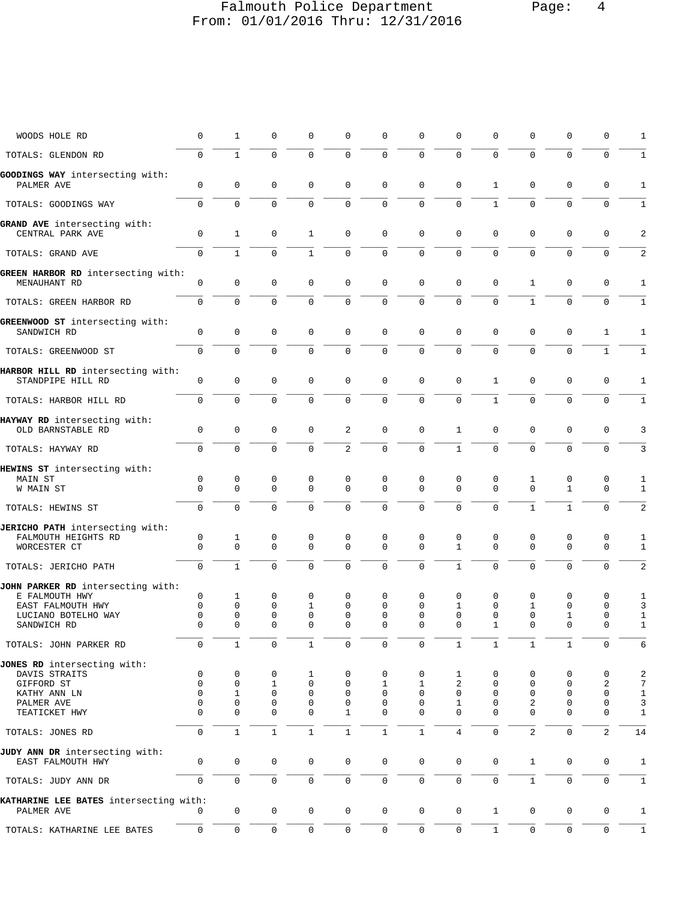| | | | | | | | | | | | | | |
|---|---|---|---|---|---|---|---|---|---|---|---|---|---|
| WOODS HOLE RD | 0 | 1 | 0 | 0 | 0 | 0 | 0 | 0 | 0 | 0 | 0 | 0 | 1 |
| TOTALS: GLENDON RD | 0 | 1 | 0 | 0 | 0 | 0 | 0 | 0 | 0 | 0 | 0 | 0 | 1 |
| **GOODINGS WAY** intersecting with: | | | | | | | | | | | | | |
| PALMER AVE | 0 | 0 | 0 | 0 | 0 | 0 | 0 | 0 | 1 | 0 | 0 | 0 | 1 |
| TOTALS: GOODINGS WAY | 0 | 0 | 0 | 0 | 0 | 0 | 0 | 0 | 1 | 0 | 0 | 0 | 1 |
| **GRAND AVE** intersecting with: | | | | | | | | | | | | | |
| CENTRAL PARK AVE | 0 | 1 | 0 | 1 | 0 | 0 | 0 | 0 | 0 | 0 | 0 | 0 | 2 |
| TOTALS: GRAND AVE | 0 | 1 | 0 | 1 | 0 | 0 | 0 | 0 | 0 | 0 | 0 | 0 | 2 |
| **GREEN HARBOR RD** intersecting with: | | | | | | | | | | | | | |
| MENAUHANT RD | 0 | 0 | 0 | 0 | 0 | 0 | 0 | 0 | 0 | 1 | 0 | 0 | 1 |
| TOTALS: GREEN HARBOR RD | 0 | 0 | 0 | 0 | 0 | 0 | 0 | 0 | 0 | 1 | 0 | 0 | 1 |
| **GREENWOOD ST** intersecting with: | | | | | | | | | | | | | |
| SANDWICH RD | 0 | 0 | 0 | 0 | 0 | 0 | 0 | 0 | 0 | 0 | 0 | 1 | 1 |
| TOTALS: GREENWOOD ST | 0 | 0 | 0 | 0 | 0 | 0 | 0 | 0 | 0 | 0 | 0 | 1 | 1 |
| **HARBOR HILL RD** intersecting with: | | | | | | | | | | | | | |
| STANDPIPE HILL RD | 0 | 0 | 0 | 0 | 0 | 0 | 0 | 0 | 1 | 0 | 0 | 0 | 1 |
| TOTALS: HARBOR HILL RD | 0 | 0 | 0 | 0 | 0 | 0 | 0 | 0 | 1 | 0 | 0 | 0 | 1 |
| **HAYWAY RD** intersecting with: | | | | | | | | | | | | | |
| OLD BARNSTABLE RD | 0 | 0 | 0 | 0 | 2 | 0 | 0 | 1 | 0 | 0 | 0 | 0 | 3 |
| TOTALS: HAYWAY RD | 0 | 0 | 0 | 0 | 2 | 0 | 0 | 1 | 0 | 0 | 0 | 0 | 3 |
| **HEWINS ST** intersecting with: | | | | | | | | | | | | | |
| MAIN ST | 0 | 0 | 0 | 0 | 0 | 0 | 0 | 0 | 0 | 1 | 0 | 0 | 1 |
| W MAIN ST | 0 | 0 | 0 | 0 | 0 | 0 | 0 | 0 | 0 | 0 | 1 | 0 | 1 |
| TOTALS: HEWINS ST | 0 | 0 | 0 | 0 | 0 | 0 | 0 | 0 | 0 | 1 | 1 | 0 | 2 |
| **JERICHO PATH** intersecting with: | | | | | | | | | | | | | |
| FALMOUTH HEIGHTS RD | 0 | 1 | 0 | 0 | 0 | 0 | 0 | 0 | 0 | 0 | 0 | 0 | 1 |
| WORCESTER CT | 0 | 0 | 0 | 0 | 0 | 0 | 0 | 1 | 0 | 0 | 0 | 0 | 1 |
| TOTALS: JERICHO PATH | 0 | 1 | 0 | 0 | 0 | 0 | 0 | 1 | 0 | 0 | 0 | 0 | 2 |
| **JOHN PARKER RD** intersecting with: | | | | | | | | | | | | | |
| E FALMOUTH HWY | 0 | 1 | 0 | 0 | 0 | 0 | 0 | 0 | 0 | 0 | 0 | 0 | 1 |
| EAST FALMOUTH HWY | 0 | 0 | 0 | 1 | 0 | 0 | 0 | 1 | 0 | 1 | 0 | 0 | 3 |
| LUCIANO BOTELHO WAY | 0 | 0 | 0 | 0 | 0 | 0 | 0 | 0 | 0 | 0 | 1 | 0 | 1 |
| SANDWICH RD | 0 | 0 | 0 | 0 | 0 | 0 | 0 | 0 | 1 | 0 | 0 | 0 | 1 |
| TOTALS: JOHN PARKER RD | 0 | 1 | 0 | 1 | 0 | 0 | 0 | 1 | 1 | 1 | 1 | 0 | 6 |
| **JONES RD** intersecting with: | | | | | | | | | | | | | |
| DAVIS STRAITS | 0 | 0 | 0 | 1 | 0 | 0 | 0 | 1 | 0 | 0 | 0 | 0 | 2 |
| GIFFORD ST | 0 | 0 | 1 | 0 | 0 | 1 | 1 | 2 | 0 | 0 | 0 | 2 | 7 |
| KATHY ANN LN | 0 | 1 | 0 | 0 | 0 | 0 | 0 | 0 | 0 | 0 | 0 | 0 | 1 |
| PALMER AVE | 0 | 0 | 0 | 0 | 0 | 0 | 0 | 1 | 0 | 2 | 0 | 0 | 3 |
| TEATICKET HWY | 0 | 0 | 0 | 0 | 1 | 0 | 0 | 0 | 0 | 0 | 0 | 0 | 1 |
| TOTALS: JONES RD | 0 | 1 | 1 | 1 | 1 | 1 | 1 | 4 | 0 | 2 | 0 | 2 | 14 |
| **JUDY ANN DR** intersecting with: | | | | | | | | | | | | | |
| EAST FALMOUTH HWY | 0 | 0 | 0 | 0 | 0 | 0 | 0 | 0 | 0 | 1 | 0 | 0 | 1 |
| TOTALS: JUDY ANN DR | 0 | 0 | 0 | 0 | 0 | 0 | 0 | 0 | 0 | 1 | 0 | 0 | 1 |
| **KATHARINE LEE BATES** intersecting with: | | | | | | | | | | | | | |
| PALMER AVE | 0 | 0 | 0 | 0 | 0 | 0 | 0 | 0 | 1 | 0 | 0 | 0 | 1 |
| TOTALS: KATHARINE LEE BATES | 0 | 0 | 0 | 0 | 0 | 0 | 0 | 0 | 1 | 0 | 0 | 0 | 1 |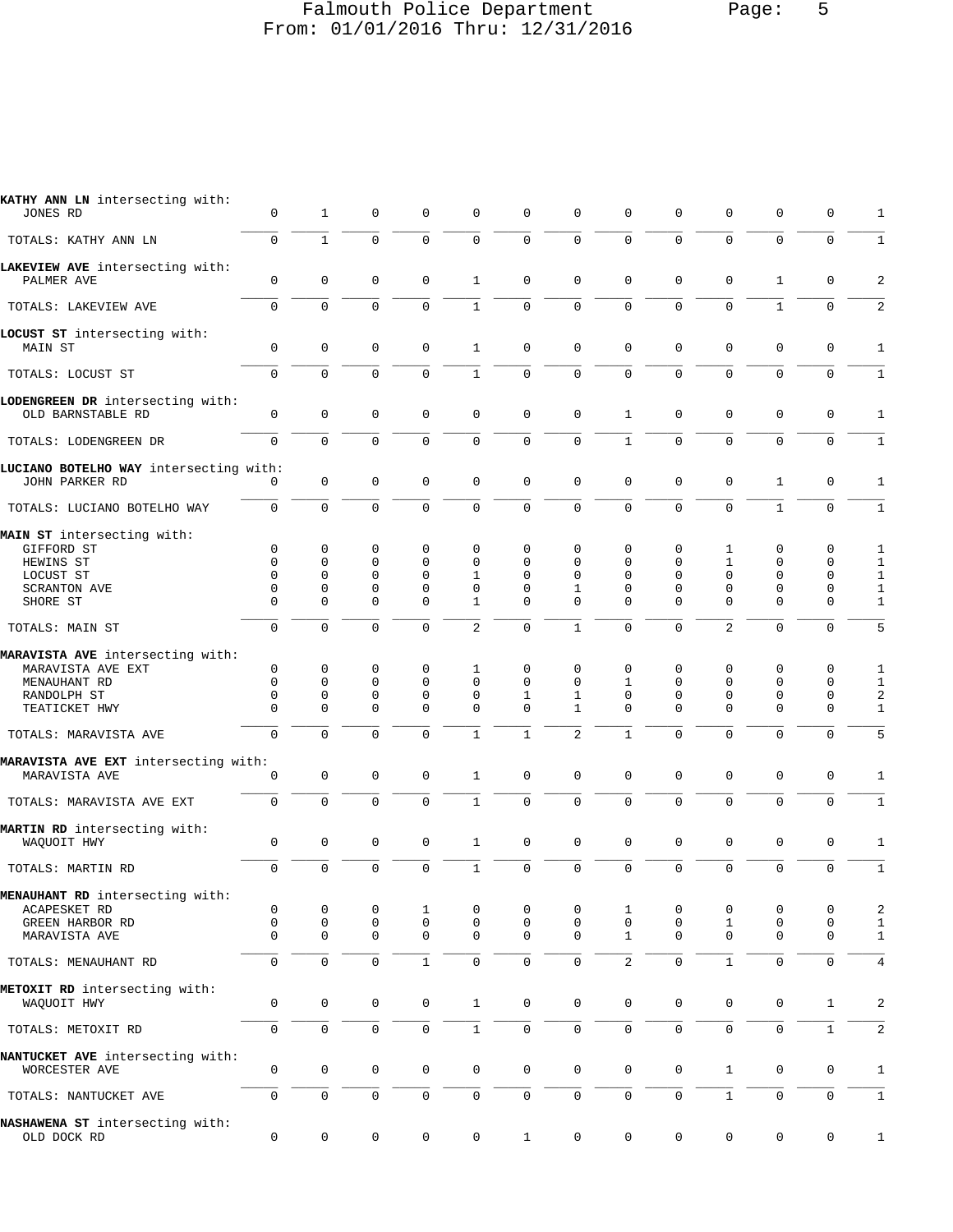**KATHY ANN LN** intersecting with:

| | | | | | | | | | | | | | |
|---|---|---|---|---|---|---|---|---|---|---|---|---|---|
| JONES RD | 0 | 1 | 0 | 0 | 0 | 0 | 0 | 0 | 0 | 0 | 0 | 0 | 1 |
| TOTALS: KATHY ANN LN | 0 | 1 | 0 | 0 | 0 | 0 | 0 | 0 | 0 | 0 | 0 | 0 | 1 |

**LAKEVIEW AVE** intersecting with:

| | | | | | | | | | | | | | |
|---|---|---|---|---|---|---|---|---|---|---|---|---|---|
| PALMER AVE | 0 | 0 | 0 | 0 | 1 | 0 | 0 | 0 | 0 | 0 | 1 | 0 | 2 |
| TOTALS: LAKEVIEW AVE | 0 | 0 | 0 | 0 | 1 | 0 | 0 | 0 | 0 | 0 | 1 | 0 | 2 |

**LOCUST ST** intersecting with:

| | | | | | | | | | | | | | |
|---|---|---|---|---|---|---|---|---|---|---|---|---|---|
| MAIN ST | 0 | 0 | 0 | 0 | 1 | 0 | 0 | 0 | 0 | 0 | 0 | 0 | 1 |
| TOTALS: LOCUST ST | 0 | 0 | 0 | 0 | 1 | 0 | 0 | 0 | 0 | 0 | 0 | 0 | 1 |

**LODENGREEN DR** intersecting with:

| | | | | | | | | | | | | | |
|---|---|---|---|---|---|---|---|---|---|---|---|---|---|
| OLD BARNSTABLE RD | 0 | 0 | 0 | 0 | 0 | 0 | 0 | 1 | 0 | 0 | 0 | 0 | 1 |
| TOTALS: LODENGREEN DR | 0 | 0 | 0 | 0 | 0 | 0 | 0 | 1 | 0 | 0 | 0 | 0 | 1 |

**LUCIANO BOTELHO WAY** intersecting with:

| | | | | | | | | | | | | | |
|---|---|---|---|---|---|---|---|---|---|---|---|---|---|
| JOHN PARKER RD | 0 | 0 | 0 | 0 | 0 | 0 | 0 | 0 | 0 | 0 | 1 | 0 | 1 |
| TOTALS: LUCIANO BOTELHO WAY | 0 | 0 | 0 | 0 | 0 | 0 | 0 | 0 | 0 | 0 | 1 | 0 | 1 |

**MAIN ST** intersecting with:

| | | | | | | | | | | | | | |
|---|---|---|---|---|---|---|---|---|---|---|---|---|---|
| GIFFORD ST | 0 | 0 | 0 | 0 | 0 | 0 | 0 | 0 | 0 | 1 | 0 | 0 | 1 |
| HEWINS ST | 0 | 0 | 0 | 0 | 0 | 0 | 0 | 0 | 0 | 1 | 0 | 0 | 1 |
| LOCUST ST | 0 | 0 | 0 | 0 | 1 | 0 | 0 | 0 | 0 | 0 | 0 | 0 | 1 |
| SCRANTON AVE | 0 | 0 | 0 | 0 | 0 | 0 | 1 | 0 | 0 | 0 | 0 | 0 | 1 |
| SHORE ST | 0 | 0 | 0 | 0 | 1 | 0 | 0 | 0 | 0 | 0 | 0 | 0 | 1 |
| TOTALS: MAIN ST | 0 | 0 | 0 | 0 | 2 | 0 | 1 | 0 | 0 | 2 | 0 | 0 | 5 |

**MARAVISTA AVE** intersecting with:

| | | | | | | | | | | | | | |
|---|---|---|---|---|---|---|---|---|---|---|---|---|---|
| MARAVISTA AVE EXT | 0 | 0 | 0 | 0 | 1 | 0 | 0 | 0 | 0 | 0 | 0 | 0 | 1 |
| MENAUHANT RD | 0 | 0 | 0 | 0 | 0 | 0 | 0 | 1 | 0 | 0 | 0 | 0 | 1 |
| RANDOLPH ST | 0 | 0 | 0 | 0 | 0 | 1 | 1 | 0 | 0 | 0 | 0 | 0 | 2 |
| TEATICKET HWY | 0 | 0 | 0 | 0 | 0 | 0 | 1 | 0 | 0 | 0 | 0 | 0 | 1 |
| TOTALS: MARAVISTA AVE | 0 | 0 | 0 | 0 | 1 | 1 | 2 | 1 | 0 | 0 | 0 | 0 | 5 |

**MARAVISTA AVE EXT** intersecting with:

| | | | | | | | | | | | | | |
|---|---|---|---|---|---|---|---|---|---|---|---|---|---|
| MARAVISTA AVE | 0 | 0 | 0 | 0 | 1 | 0 | 0 | 0 | 0 | 0 | 0 | 0 | 1 |
| TOTALS: MARAVISTA AVE EXT | 0 | 0 | 0 | 0 | 1 | 0 | 0 | 0 | 0 | 0 | 0 | 0 | 1 |

**MARTIN RD** intersecting with:

| | | | | | | | | | | | | | |
|---|---|---|---|---|---|---|---|---|---|---|---|---|---|
| WAQUOIT HWY | 0 | 0 | 0 | 0 | 1 | 0 | 0 | 0 | 0 | 0 | 0 | 0 | 1 |
| TOTALS: MARTIN RD | 0 | 0 | 0 | 0 | 1 | 0 | 0 | 0 | 0 | 0 | 0 | 0 | 1 |

**MENAUHANT RD** intersecting with:

| | | | | | | | | | | | | | |
|---|---|---|---|---|---|---|---|---|---|---|---|---|---|
| ACAPESKET RD | 0 | 0 | 0 | 1 | 0 | 0 | 0 | 1 | 0 | 0 | 0 | 0 | 2 |
| GREEN HARBOR RD | 0 | 0 | 0 | 0 | 0 | 0 | 0 | 0 | 0 | 1 | 0 | 0 | 1 |
| MARAVISTA AVE | 0 | 0 | 0 | 0 | 0 | 0 | 0 | 1 | 0 | 0 | 0 | 0 | 1 |
| TOTALS: MENAUHANT RD | 0 | 0 | 0 | 1 | 0 | 0 | 0 | 2 | 0 | 1 | 0 | 0 | 4 |

**METOXIT RD** intersecting with:

| | | | | | | | | | | | | | |
|---|---|---|---|---|---|---|---|---|---|---|---|---|---|
| WAQUOIT HWY | 0 | 0 | 0 | 0 | 1 | 0 | 0 | 0 | 0 | 0 | 0 | 1 | 2 |
| TOTALS: METOXIT RD | 0 | 0 | 0 | 0 | 1 | 0 | 0 | 0 | 0 | 0 | 0 | 1 | 2 |

**NANTUCKET AVE** intersecting with:

| | | | | | | | | | | | | | |
|---|---|---|---|---|---|---|---|---|---|---|---|---|---|
| WORCESTER AVE | 0 | 0 | 0 | 0 | 0 | 0 | 0 | 0 | 0 | 1 | 0 | 0 | 1 |
| TOTALS: NANTUCKET AVE | 0 | 0 | 0 | 0 | 0 | 0 | 0 | 0 | 0 | 1 | 0 | 0 | 1 |

**NASHAWENA ST** intersecting with:

| | | | | | | | | | | | | | |
|---|---|---|---|---|---|---|---|---|---|---|---|---|---|
| OLD DOCK RD | 0 | 0 | 0 | 0 | 0 | 1 | 0 | 0 | 0 | 0 | 0 | 0 | 1 |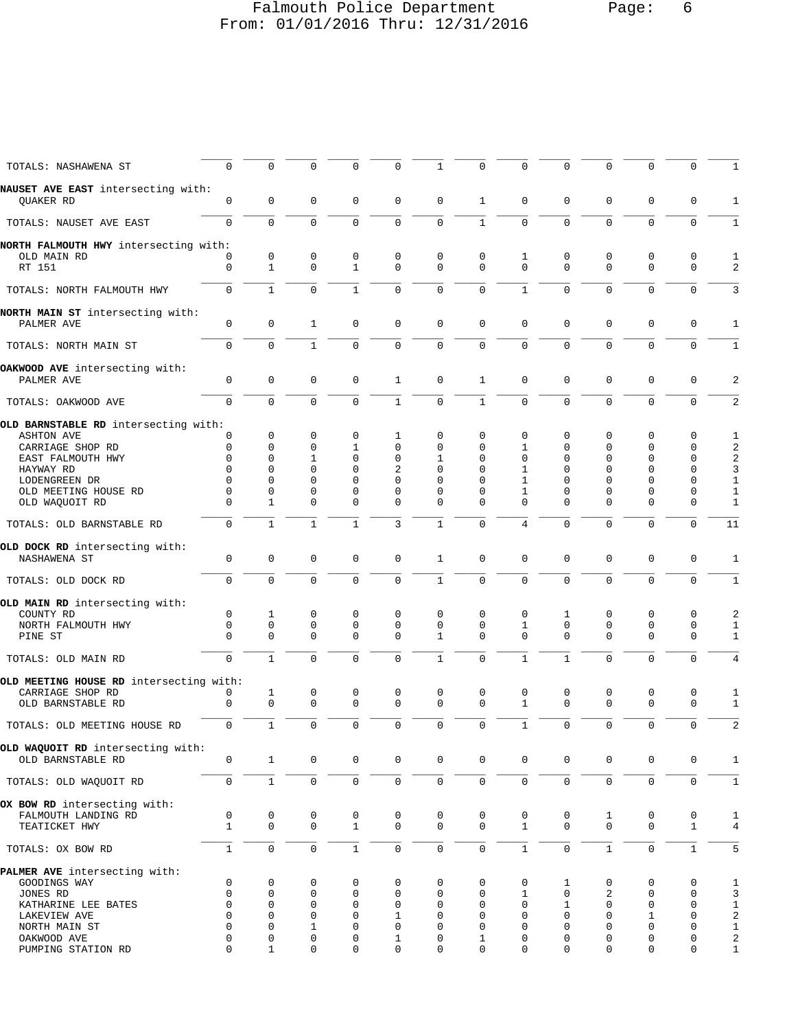| | | | | | | | | | | | | | |
|---|---|---|---|---|---|---|---|---|---|---|---|---|---|
| TOTALS: NASHAWENA ST | 0 | 0 | 0 | 0 | 0 | 1 | 0 | 0 | 0 | 0 | 0 | 0 | 1 |
| **NAUSET AVE EAST** intersecting with: | | | | | | | | | | | | | |
| QUAKER RD | 0 | 0 | 0 | 0 | 0 | 0 | 1 | 0 | 0 | 0 | 0 | 0 | 1 |
| TOTALS: NAUSET AVE EAST | 0 | 0 | 0 | 0 | 0 | 0 | 1 | 0 | 0 | 0 | 0 | 0 | 1 |
| **NORTH FALMOUTH HWY** intersecting with: | | | | | | | | | | | | | |
| OLD MAIN RD | 0 | 0 | 0 | 0 | 0 | 0 | 0 | 1 | 0 | 0 | 0 | 0 | 1 |
| RT 151 | 0 | 1 | 0 | 1 | 0 | 0 | 0 | 0 | 0 | 0 | 0 | 0 | 2 |
| TOTALS: NORTH FALMOUTH HWY | 0 | 1 | 0 | 1 | 0 | 0 | 0 | 1 | 0 | 0 | 0 | 0 | 3 |
| **NORTH MAIN ST** intersecting with: | | | | | | | | | | | | | |
| PALMER AVE | 0 | 0 | 1 | 0 | 0 | 0 | 0 | 0 | 0 | 0 | 0 | 0 | 1 |
| TOTALS: NORTH MAIN ST | 0 | 0 | 1 | 0 | 0 | 0 | 0 | 0 | 0 | 0 | 0 | 0 | 1 |
| **OAKWOOD AVE** intersecting with: | | | | | | | | | | | | | |
| PALMER AVE | 0 | 0 | 0 | 0 | 1 | 0 | 1 | 0 | 0 | 0 | 0 | 0 | 2 |
| TOTALS: OAKWOOD AVE | 0 | 0 | 0 | 0 | 1 | 0 | 1 | 0 | 0 | 0 | 0 | 0 | 2 |
| **OLD BARNSTABLE RD** intersecting with: | | | | | | | | | | | | | |
| ASHTON AVE | 0 | 0 | 0 | 0 | 1 | 0 | 0 | 0 | 0 | 0 | 0 | 0 | 1 |
| CARRIAGE SHOP RD | 0 | 0 | 0 | 1 | 0 | 0 | 0 | 1 | 0 | 0 | 0 | 0 | 2 |
| EAST FALMOUTH HWY | 0 | 0 | 1 | 0 | 0 | 1 | 0 | 0 | 0 | 0 | 0 | 0 | 2 |
| HAYWAY RD | 0 | 0 | 0 | 0 | 2 | 0 | 0 | 1 | 0 | 0 | 0 | 0 | 3 |
| LODENGREEN DR | 0 | 0 | 0 | 0 | 0 | 0 | 0 | 1 | 0 | 0 | 0 | 0 | 1 |
| OLD MEETING HOUSE RD | 0 | 0 | 0 | 0 | 0 | 0 | 0 | 1 | 0 | 0 | 0 | 0 | 1 |
| OLD WAQUOIT RD | 0 | 1 | 0 | 0 | 0 | 0 | 0 | 0 | 0 | 0 | 0 | 0 | 1 |
| TOTALS: OLD BARNSTABLE RD | 0 | 1 | 1 | 1 | 3 | 1 | 0 | 4 | 0 | 0 | 0 | 0 | 11 |
| **OLD DOCK RD** intersecting with: | | | | | | | | | | | | | |
| NASHAWENA ST | 0 | 0 | 0 | 0 | 0 | 1 | 0 | 0 | 0 | 0 | 0 | 0 | 1 |
| TOTALS: OLD DOCK RD | 0 | 0 | 0 | 0 | 0 | 1 | 0 | 0 | 0 | 0 | 0 | 0 | 1 |
| **OLD MAIN RD** intersecting with: | | | | | | | | | | | | | |
| COUNTY RD | 0 | 1 | 0 | 0 | 0 | 0 | 0 | 0 | 1 | 0 | 0 | 0 | 2 |
| NORTH FALMOUTH HWY | 0 | 0 | 0 | 0 | 0 | 0 | 0 | 1 | 0 | 0 | 0 | 0 | 1 |
| PINE ST | 0 | 0 | 0 | 0 | 0 | 1 | 0 | 0 | 0 | 0 | 0 | 0 | 1 |
| TOTALS: OLD MAIN RD | 0 | 1 | 0 | 0 | 0 | 1 | 0 | 1 | 1 | 0 | 0 | 0 | 4 |
| **OLD MEETING HOUSE RD** intersecting with: | | | | | | | | | | | | | |
| CARRIAGE SHOP RD | 0 | 1 | 0 | 0 | 0 | 0 | 0 | 0 | 0 | 0 | 0 | 0 | 1 |
| OLD BARNSTABLE RD | 0 | 0 | 0 | 0 | 0 | 0 | 0 | 1 | 0 | 0 | 0 | 0 | 1 |
| TOTALS: OLD MEETING HOUSE RD | 0 | 1 | 0 | 0 | 0 | 0 | 0 | 1 | 0 | 0 | 0 | 0 | 2 |
| **OLD WAQUOIT RD** intersecting with: | | | | | | | | | | | | | |
| OLD BARNSTABLE RD | 0 | 1 | 0 | 0 | 0 | 0 | 0 | 0 | 0 | 0 | 0 | 0 | 1 |
| TOTALS: OLD WAQUOIT RD | 0 | 1 | 0 | 0 | 0 | 0 | 0 | 0 | 0 | 0 | 0 | 0 | 1 |
| **OX BOW RD** intersecting with: | | | | | | | | | | | | | |
| FALMOUTH LANDING RD | 0 | 0 | 0 | 0 | 0 | 0 | 0 | 0 | 0 | 1 | 0 | 0 | 1 |
| TEATICKET HWY | 1 | 0 | 0 | 1 | 0 | 0 | 0 | 1 | 0 | 0 | 0 | 1 | 4 |
| TOTALS: OX BOW RD | 1 | 0 | 0 | 1 | 0 | 0 | 0 | 1 | 0 | 1 | 0 | 1 | 5 |
| **PALMER AVE** intersecting with: | | | | | | | | | | | | | |
| GOODINGS WAY | 0 | 0 | 0 | 0 | 0 | 0 | 0 | 0 | 1 | 0 | 0 | 0 | 1 |
| JONES RD | 0 | 0 | 0 | 0 | 0 | 0 | 0 | 1 | 0 | 2 | 0 | 0 | 3 |
| KATHARINE LEE BATES | 0 | 0 | 0 | 0 | 0 | 0 | 0 | 0 | 1 | 0 | 0 | 0 | 1 |
| LAKEVIEW AVE | 0 | 0 | 0 | 0 | 1 | 0 | 0 | 0 | 0 | 0 | 1 | 0 | 2 |
| NORTH MAIN ST | 0 | 0 | 1 | 0 | 0 | 0 | 0 | 0 | 0 | 0 | 0 | 0 | 1 |
| OAKWOOD AVE | 0 | 0 | 0 | 0 | 1 | 0 | 1 | 0 | 0 | 0 | 0 | 0 | 2 |
| PUMPING STATION RD | 0 | 1 | 0 | 0 | 0 | 0 | 0 | 0 | 0 | 0 | 0 | 0 | 1 |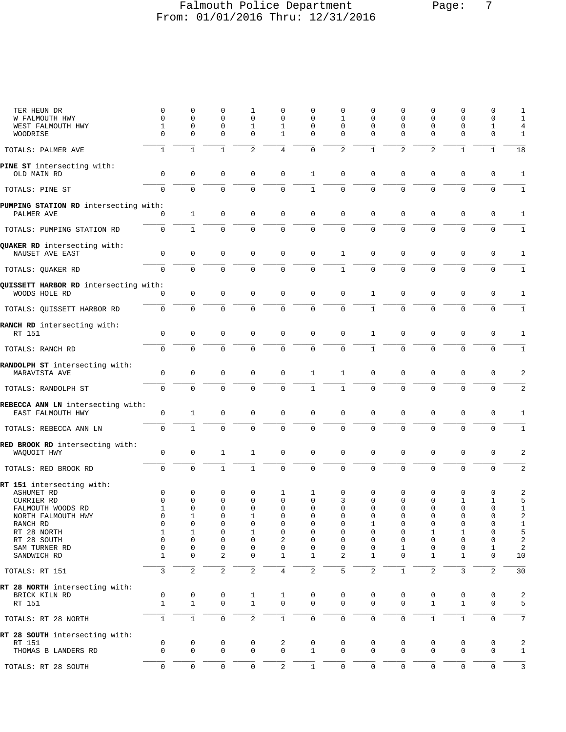| | | | | | | | | | | | | | |
|---|---|---|---|---|---|---|---|---|---|---|---|---|---|
| TER HEUN DR | 0 | 0 | 0 | 1 | 0 | 0 | 0 | 0 | 0 | 0 | 0 | 0 | 1 |
| W FALMOUTH HWY | 0 | 0 | 0 | 0 | 0 | 0 | 1 | 0 | 0 | 0 | 0 | 0 | 1 |
| WEST FALMOUTH HWY | 1 | 0 | 0 | 1 | 1 | 0 | 0 | 0 | 0 | 0 | 0 | 1 | 4 |
| WOODRISE | 0 | 0 | 0 | 0 | 1 | 0 | 0 | 0 | 0 | 0 | 0 | 0 | 1 |
| TOTALS: PALMER AVE | 1 | 1 | 1 | 2 | 4 | 0 | 2 | 1 | 2 | 2 | 1 | 1 | 18 |
| **PINE ST** intersecting with: | | | | | | | | | | | | | |
| OLD MAIN RD | 0 | 0 | 0 | 0 | 0 | 1 | 0 | 0 | 0 | 0 | 0 | 0 | 1 |
| TOTALS: PINE ST | 0 | 0 | 0 | 0 | 0 | 1 | 0 | 0 | 0 | 0 | 0 | 0 | 1 |
| **PUMPING STATION RD** intersecting with: | | | | | | | | | | | | | |
| PALMER AVE | 0 | 1 | 0 | 0 | 0 | 0 | 0 | 0 | 0 | 0 | 0 | 0 | 1 |
| TOTALS: PUMPING STATION RD | 0 | 1 | 0 | 0 | 0 | 0 | 0 | 0 | 0 | 0 | 0 | 0 | 1 |
| **QUAKER RD** intersecting with: | | | | | | | | | | | | | |
| NAUSET AVE EAST | 0 | 0 | 0 | 0 | 0 | 0 | 1 | 0 | 0 | 0 | 0 | 0 | 1 |
| TOTALS: QUAKER RD | 0 | 0 | 0 | 0 | 0 | 0 | 1 | 0 | 0 | 0 | 0 | 0 | 1 |
| **QUISSETT HARBOR RD** intersecting with: | | | | | | | | | | | | | |
| WOODS HOLE RD | 0 | 0 | 0 | 0 | 0 | 0 | 0 | 1 | 0 | 0 | 0 | 0 | 1 |
| TOTALS: QUISSETT HARBOR RD | 0 | 0 | 0 | 0 | 0 | 0 | 0 | 1 | 0 | 0 | 0 | 0 | 1 |
| **RANCH RD** intersecting with: | | | | | | | | | | | | | |
| RT 151 | 0 | 0 | 0 | 0 | 0 | 0 | 0 | 1 | 0 | 0 | 0 | 0 | 1 |
| TOTALS: RANCH RD | 0 | 0 | 0 | 0 | 0 | 0 | 0 | 1 | 0 | 0 | 0 | 0 | 1 |
| **RANDOLPH ST** intersecting with: | | | | | | | | | | | | | |
| MARAVISTA AVE | 0 | 0 | 0 | 0 | 0 | 1 | 1 | 0 | 0 | 0 | 0 | 0 | 2 |
| TOTALS: RANDOLPH ST | 0 | 0 | 0 | 0 | 0 | 1 | 1 | 0 | 0 | 0 | 0 | 0 | 2 |
| **REBECCA ANN LN** intersecting with: | | | | | | | | | | | | | |
| EAST FALMOUTH HWY | 0 | 1 | 0 | 0 | 0 | 0 | 0 | 0 | 0 | 0 | 0 | 0 | 1 |
| TOTALS: REBECCA ANN LN | 0 | 1 | 0 | 0 | 0 | 0 | 0 | 0 | 0 | 0 | 0 | 0 | 1 |
| **RED BROOK RD** intersecting with: | | | | | | | | | | | | | |
| WAQUOIT HWY | 0 | 0 | 1 | 1 | 0 | 0 | 0 | 0 | 0 | 0 | 0 | 0 | 2 |
| TOTALS: RED BROOK RD | 0 | 0 | 1 | 1 | 0 | 0 | 0 | 0 | 0 | 0 | 0 | 0 | 2 |
| **RT 151** intersecting with: | | | | | | | | | | | | | |
| ASHUMET RD | 0 | 0 | 0 | 0 | 1 | 1 | 0 | 0 | 0 | 0 | 0 | 0 | 2 |
| CURRIER RD | 0 | 0 | 0 | 0 | 0 | 0 | 3 | 0 | 0 | 0 | 1 | 1 | 5 |
| FALMOUTH WOODS RD | 1 | 0 | 0 | 0 | 0 | 0 | 0 | 0 | 0 | 0 | 0 | 0 | 1 |
| NORTH FALMOUTH HWY | 0 | 1 | 0 | 1 | 0 | 0 | 0 | 0 | 0 | 0 | 0 | 0 | 2 |
| RANCH RD | 0 | 0 | 0 | 0 | 0 | 0 | 0 | 1 | 0 | 0 | 0 | 0 | 1 |
| RT 28 NORTH | 1 | 1 | 0 | 1 | 0 | 0 | 0 | 0 | 0 | 1 | 1 | 0 | 5 |
| RT 28 SOUTH | 0 | 0 | 0 | 0 | 2 | 0 | 0 | 0 | 0 | 0 | 0 | 0 | 2 |
| SAM TURNER RD | 0 | 0 | 0 | 0 | 0 | 0 | 0 | 0 | 1 | 0 | 0 | 1 | 2 |
| SANDWICH RD | 1 | 0 | 2 | 0 | 1 | 1 | 2 | 1 | 0 | 1 | 1 | 0 | 10 |
| TOTALS: RT 151 | 3 | 2 | 2 | 2 | 4 | 2 | 5 | 2 | 1 | 2 | 3 | 2 | 30 |
| **RT 28 NORTH** intersecting with: | | | | | | | | | | | | | |
| BRICK KILN RD | 0 | 0 | 0 | 1 | 1 | 0 | 0 | 0 | 0 | 0 | 0 | 0 | 2 |
| RT 151 | 1 | 1 | 0 | 1 | 0 | 0 | 0 | 0 | 0 | 1 | 1 | 0 | 5 |
| TOTALS: RT 28 NORTH | 1 | 1 | 0 | 2 | 1 | 0 | 0 | 0 | 0 | 1 | 1 | 0 | 7 |
| **RT 28 SOUTH** intersecting with: | | | | | | | | | | | | | |
| RT 151 | 0 | 0 | 0 | 0 | 2 | 0 | 0 | 0 | 0 | 0 | 0 | 0 | 2 |
| THOMAS B LANDERS RD | 0 | 0 | 0 | 0 | 0 | 1 | 0 | 0 | 0 | 0 | 0 | 0 | 1 |
| TOTALS: RT 28 SOUTH | 0 | 0 | 0 | 0 | 2 | 1 | 0 | 0 | 0 | 0 | 0 | 0 | 3 |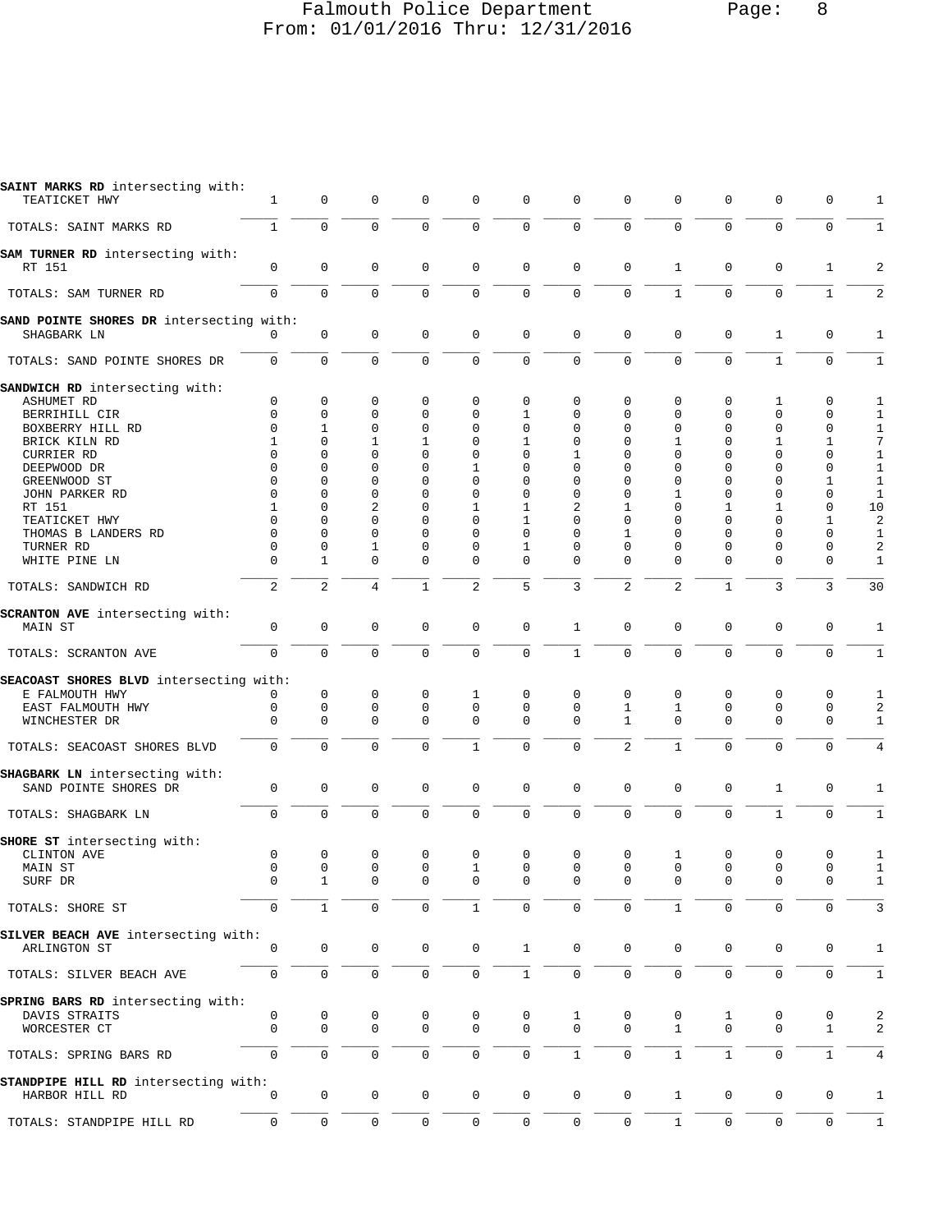**SAINT MARKS RD** intersecting with:

| | | | | | | | | | | | | | |
|---|---|---|---|---|---|---|---|---|---|---|---|---|---|
| TEATICKET HWY | 1 | 0 | 0 | 0 | 0 | 0 | 0 | 0 | 0 | 0 | 0 | 0 | 1 |
| TOTALS: SAINT MARKS RD | 1 | 0 | 0 | 0 | 0 | 0 | 0 | 0 | 0 | 0 | 0 | 0 | 1 |

**SAM TURNER RD** intersecting with:

| | | | | | | | | | | | | | |
|---|---|---|---|---|---|---|---|---|---|---|---|---|---|
| RT 151 | 0 | 0 | 0 | 0 | 0 | 0 | 0 | 0 | 1 | 0 | 0 | 1 | 2 |
| TOTALS: SAM TURNER RD | 0 | 0 | 0 | 0 | 0 | 0 | 0 | 0 | 1 | 0 | 0 | 1 | 2 |

**SAND POINTE SHORES DR** intersecting with:

| | | | | | | | | | | | | | |
|---|---|---|---|---|---|---|---|---|---|---|---|---|---|
| SHAGBARK LN | 0 | 0 | 0 | 0 | 0 | 0 | 0 | 0 | 0 | 0 | 1 | 0 | 1 |
| TOTALS: SAND POINTE SHORES DR | 0 | 0 | 0 | 0 | 0 | 0 | 0 | 0 | 0 | 0 | 1 | 0 | 1 |

**SANDWICH RD** intersecting with:

| | | | | | | | | | | | | | |
|---|---|---|---|---|---|---|---|---|---|---|---|---|---|
| ASHUMET RD | 0 | 0 | 0 | 0 | 0 | 0 | 0 | 0 | 0 | 0 | 1 | 0 | 1 |
| BERRIHILL CIR | 0 | 0 | 0 | 0 | 0 | 1 | 0 | 0 | 0 | 0 | 0 | 0 | 1 |
| BOXBERRY HILL RD | 0 | 1 | 0 | 0 | 0 | 0 | 0 | 0 | 0 | 0 | 0 | 0 | 1 |
| BRICK KILN RD | 1 | 0 | 1 | 1 | 0 | 1 | 0 | 0 | 1 | 0 | 1 | 1 | 7 |
| CURRIER RD | 0 | 0 | 0 | 0 | 0 | 0 | 1 | 0 | 0 | 0 | 0 | 0 | 1 |
| DEEPWOOD DR | 0 | 0 | 0 | 0 | 1 | 0 | 0 | 0 | 0 | 0 | 0 | 0 | 1 |
| GREENWOOD ST | 0 | 0 | 0 | 0 | 0 | 0 | 0 | 0 | 0 | 0 | 0 | 1 | 1 |
| JOHN PARKER RD | 0 | 0 | 0 | 0 | 0 | 0 | 0 | 0 | 1 | 0 | 0 | 0 | 1 |
| RT 151 | 1 | 0 | 2 | 0 | 1 | 1 | 2 | 1 | 0 | 1 | 1 | 0 | 10 |
| TEATICKET HWY | 0 | 0 | 0 | 0 | 0 | 1 | 0 | 0 | 0 | 0 | 0 | 1 | 2 |
| THOMAS B LANDERS RD | 0 | 0 | 0 | 0 | 0 | 0 | 0 | 1 | 0 | 0 | 0 | 0 | 1 |
| TURNER RD | 0 | 0 | 1 | 0 | 0 | 1 | 0 | 0 | 0 | 0 | 0 | 0 | 2 |
| WHITE PINE LN | 0 | 1 | 0 | 0 | 0 | 0 | 0 | 0 | 0 | 0 | 0 | 0 | 1 |
| TOTALS: SANDWICH RD | 2 | 2 | 4 | 1 | 2 | 5 | 3 | 2 | 2 | 1 | 3 | 3 | 30 |

**SCRANTON AVE** intersecting with:

| | | | | | | | | | | | | | |
|---|---|---|---|---|---|---|---|---|---|---|---|---|---|
| MAIN ST | 0 | 0 | 0 | 0 | 0 | 0 | 1 | 0 | 0 | 0 | 0 | 0 | 1 |
| TOTALS: SCRANTON AVE | 0 | 0 | 0 | 0 | 0 | 0 | 1 | 0 | 0 | 0 | 0 | 0 | 1 |

**SEACOAST SHORES BLVD** intersecting with:

| | | | | | | | | | | | | | |
|---|---|---|---|---|---|---|---|---|---|---|---|---|---|
| E FALMOUTH HWY | 0 | 0 | 0 | 0 | 1 | 0 | 0 | 0 | 0 | 0 | 0 | 0 | 1 |
| EAST FALMOUTH HWY | 0 | 0 | 0 | 0 | 0 | 0 | 0 | 1 | 1 | 0 | 0 | 0 | 2 |
| WINCHESTER DR | 0 | 0 | 0 | 0 | 0 | 0 | 0 | 1 | 0 | 0 | 0 | 0 | 1 |
| TOTALS: SEACOAST SHORES BLVD | 0 | 0 | 0 | 0 | 1 | 0 | 0 | 2 | 1 | 0 | 0 | 0 | 4 |

**SHAGBARK LN** intersecting with:

| | | | | | | | | | | | | | |
|---|---|---|---|---|---|---|---|---|---|---|---|---|---|
| SAND POINTE SHORES DR | 0 | 0 | 0 | 0 | 0 | 0 | 0 | 0 | 0 | 0 | 1 | 0 | 1 |
| TOTALS: SHAGBARK LN | 0 | 0 | 0 | 0 | 0 | 0 | 0 | 0 | 0 | 0 | 1 | 0 | 1 |

**SHORE ST** intersecting with:

| | | | | | | | | | | | | | |
|---|---|---|---|---|---|---|---|---|---|---|---|---|---|
| CLINTON AVE | 0 | 0 | 0 | 0 | 0 | 0 | 0 | 0 | 1 | 0 | 0 | 0 | 1 |
| MAIN ST | 0 | 0 | 0 | 0 | 1 | 0 | 0 | 0 | 0 | 0 | 0 | 0 | 1 |
| SURF DR | 0 | 1 | 0 | 0 | 0 | 0 | 0 | 0 | 0 | 0 | 0 | 0 | 1 |
| TOTALS: SHORE ST | 0 | 1 | 0 | 0 | 1 | 0 | 0 | 0 | 1 | 0 | 0 | 0 | 3 |

**SILVER BEACH AVE** intersecting with:

| | | | | | | | | | | | | | |
|---|---|---|---|---|---|---|---|---|---|---|---|---|---|
| ARLINGTON ST | 0 | 0 | 0 | 0 | 0 | 1 | 0 | 0 | 0 | 0 | 0 | 0 | 1 |
| TOTALS: SILVER BEACH AVE | 0 | 0 | 0 | 0 | 0 | 1 | 0 | 0 | 0 | 0 | 0 | 0 | 1 |

**SPRING BARS RD** intersecting with:

| | | | | | | | | | | | | | |
|---|---|---|---|---|---|---|---|---|---|---|---|---|---|
| DAVIS STRAITS | 0 | 0 | 0 | 0 | 0 | 0 | 1 | 0 | 0 | 1 | 0 | 0 | 2 |
| WORCESTER CT | 0 | 0 | 0 | 0 | 0 | 0 | 0 | 0 | 1 | 0 | 0 | 1 | 2 |
| TOTALS: SPRING BARS RD | 0 | 0 | 0 | 0 | 0 | 0 | 1 | 0 | 1 | 1 | 0 | 1 | 4 |

**STANDPIPE HILL RD** intersecting with:

| | | | | | | | | | | | | | |
|---|---|---|---|---|---|---|---|---|---|---|---|---|---|
| HARBOR HILL RD | 0 | 0 | 0 | 0 | 0 | 0 | 0 | 0 | 1 | 0 | 0 | 0 | 1 |
| TOTALS: STANDPIPE HILL RD | 0 | 0 | 0 | 0 | 0 | 0 | 0 | 0 | 1 | 0 | 0 | 0 | 1 |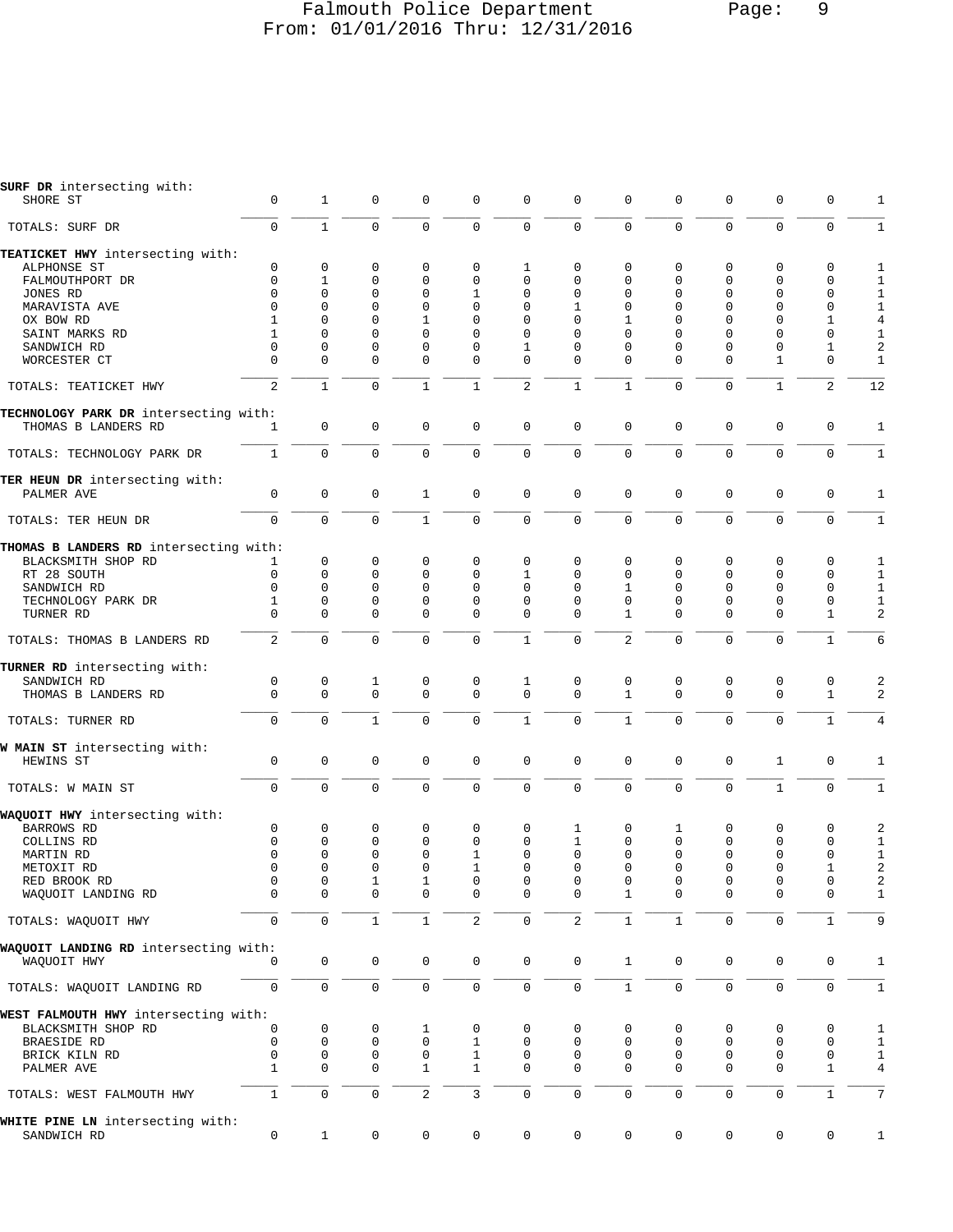# Falmouth Police Department
From: 01/01/2016 Thru: 12/31/2016

| | | | | | | | | | | | | | |
|---|---|---|---|---|---|---|---|---|---|---|---|---|---|
| **SURF DR** intersecting with: | | | | | | | | | | | | | |
| SHORE ST | 0 | 1 | 0 | 0 | 0 | 0 | 0 | 0 | 0 | 0 | 0 | 0 | 1 |
| TOTALS: SURF DR | 0 | 1 | 0 | 0 | 0 | 0 | 0 | 0 | 0 | 0 | 0 | 0 | 1 |
| **TEATICKET HWY** intersecting with: | | | | | | | | | | | | | |
| ALPHONSE ST | 0 | 0 | 0 | 0 | 0 | 1 | 0 | 0 | 0 | 0 | 0 | 0 | 1 |
| FALMOUTHPORT DR | 0 | 1 | 0 | 0 | 0 | 0 | 0 | 0 | 0 | 0 | 0 | 0 | 1 |
| JONES RD | 0 | 0 | 0 | 0 | 1 | 0 | 0 | 0 | 0 | 0 | 0 | 0 | 1 |
| MARAVISTA AVE | 0 | 0 | 0 | 0 | 0 | 0 | 1 | 0 | 0 | 0 | 0 | 0 | 1 |
| OX BOW RD | 1 | 0 | 0 | 1 | 0 | 0 | 0 | 1 | 0 | 0 | 0 | 1 | 4 |
| SAINT MARKS RD | 1 | 0 | 0 | 0 | 0 | 0 | 0 | 0 | 0 | 0 | 0 | 0 | 1 |
| SANDWICH RD | 0 | 0 | 0 | 0 | 0 | 1 | 0 | 0 | 0 | 0 | 0 | 1 | 2 |
| WORCESTER CT | 0 | 0 | 0 | 0 | 0 | 0 | 0 | 0 | 0 | 0 | 1 | 0 | 1 |
| TOTALS: TEATICKET HWY | 2 | 1 | 0 | 1 | 1 | 2 | 1 | 1 | 0 | 0 | 1 | 2 | 12 |
| **TECHNOLOGY PARK DR** intersecting with: | | | | | | | | | | | | | |
| THOMAS B LANDERS RD | 1 | 0 | 0 | 0 | 0 | 0 | 0 | 0 | 0 | 0 | 0 | 0 | 1 |
| TOTALS: TECHNOLOGY PARK DR | 1 | 0 | 0 | 0 | 0 | 0 | 0 | 0 | 0 | 0 | 0 | 0 | 1 |
| **TER HEUN DR** intersecting with: | | | | | | | | | | | | | |
| PALMER AVE | 0 | 0 | 0 | 1 | 0 | 0 | 0 | 0 | 0 | 0 | 0 | 0 | 1 |
| TOTALS: TER HEUN DR | 0 | 0 | 0 | 1 | 0 | 0 | 0 | 0 | 0 | 0 | 0 | 0 | 1 |
| **THOMAS B LANDERS RD** intersecting with: | | | | | | | | | | | | | |
| BLACKSMITH SHOP RD | 1 | 0 | 0 | 0 | 0 | 0 | 0 | 0 | 0 | 0 | 0 | 0 | 1 |
| RT 28 SOUTH | 0 | 0 | 0 | 0 | 0 | 1 | 0 | 0 | 0 | 0 | 0 | 0 | 1 |
| SANDWICH RD | 0 | 0 | 0 | 0 | 0 | 0 | 0 | 1 | 0 | 0 | 0 | 0 | 1 |
| TECHNOLOGY PARK DR | 1 | 0 | 0 | 0 | 0 | 0 | 0 | 0 | 0 | 0 | 0 | 0 | 1 |
| TURNER RD | 0 | 0 | 0 | 0 | 0 | 0 | 0 | 1 | 0 | 0 | 0 | 1 | 2 |
| TOTALS: THOMAS B LANDERS RD | 2 | 0 | 0 | 0 | 0 | 1 | 0 | 2 | 0 | 0 | 0 | 1 | 6 |
| **TURNER RD** intersecting with: | | | | | | | | | | | | | |
| SANDWICH RD | 0 | 0 | 1 | 0 | 0 | 1 | 0 | 0 | 0 | 0 | 0 | 0 | 2 |
| THOMAS B LANDERS RD | 0 | 0 | 0 | 0 | 0 | 0 | 0 | 1 | 0 | 0 | 0 | 1 | 2 |
| TOTALS: TURNER RD | 0 | 0 | 1 | 0 | 0 | 1 | 0 | 1 | 0 | 0 | 0 | 1 | 4 |
| **W MAIN ST** intersecting with: | | | | | | | | | | | | | |
| HEWINS ST | 0 | 0 | 0 | 0 | 0 | 0 | 0 | 0 | 0 | 0 | 1 | 0 | 1 |
| TOTALS: W MAIN ST | 0 | 0 | 0 | 0 | 0 | 0 | 0 | 0 | 0 | 0 | 1 | 0 | 1 |
| **WAQUOIT HWY** intersecting with: | | | | | | | | | | | | | |
| BARROWS RD | 0 | 0 | 0 | 0 | 0 | 0 | 1 | 0 | 1 | 0 | 0 | 0 | 2 |
| COLLINS RD | 0 | 0 | 0 | 0 | 0 | 0 | 1 | 0 | 0 | 0 | 0 | 0 | 1 |
| MARTIN RD | 0 | 0 | 0 | 0 | 1 | 0 | 0 | 0 | 0 | 0 | 0 | 0 | 1 |
| METOXIT RD | 0 | 0 | 0 | 0 | 1 | 0 | 0 | 0 | 0 | 0 | 0 | 1 | 2 |
| RED BROOK RD | 0 | 0 | 1 | 1 | 0 | 0 | 0 | 0 | 0 | 0 | 0 | 0 | 2 |
| WAQUOIT LANDING RD | 0 | 0 | 0 | 0 | 0 | 0 | 0 | 1 | 0 | 0 | 0 | 0 | 1 |
| TOTALS: WAQUOIT HWY | 0 | 0 | 1 | 1 | 2 | 0 | 2 | 1 | 1 | 0 | 0 | 1 | 9 |
| **WAQUOIT LANDING RD** intersecting with: | | | | | | | | | | | | | |
| WAQUOIT HWY | 0 | 0 | 0 | 0 | 0 | 0 | 0 | 1 | 0 | 0 | 0 | 0 | 1 |
| TOTALS: WAQUOIT LANDING RD | 0 | 0 | 0 | 0 | 0 | 0 | 0 | 1 | 0 | 0 | 0 | 0 | 1 |
| **WEST FALMOUTH HWY** intersecting with: | | | | | | | | | | | | | |
| BLACKSMITH SHOP RD | 0 | 0 | 0 | 1 | 0 | 0 | 0 | 0 | 0 | 0 | 0 | 0 | 1 |
| BRAESIDE RD | 0 | 0 | 0 | 0 | 1 | 0 | 0 | 0 | 0 | 0 | 0 | 0 | 1 |
| BRICK KILN RD | 0 | 0 | 0 | 0 | 1 | 0 | 0 | 0 | 0 | 0 | 0 | 0 | 1 |
| PALMER AVE | 1 | 0 | 0 | 1 | 1 | 0 | 0 | 0 | 0 | 0 | 0 | 1 | 4 |
| TOTALS: WEST FALMOUTH HWY | 1 | 0 | 0 | 2 | 3 | 0 | 0 | 0 | 0 | 0 | 0 | 1 | 7 |
| **WHITE PINE LN** intersecting with: | | | | | | | | | | | | | |
| SANDWICH RD | 0 | 1 | 0 | 0 | 0 | 0 | 0 | 0 | 0 | 0 | 0 | 0 | 1 |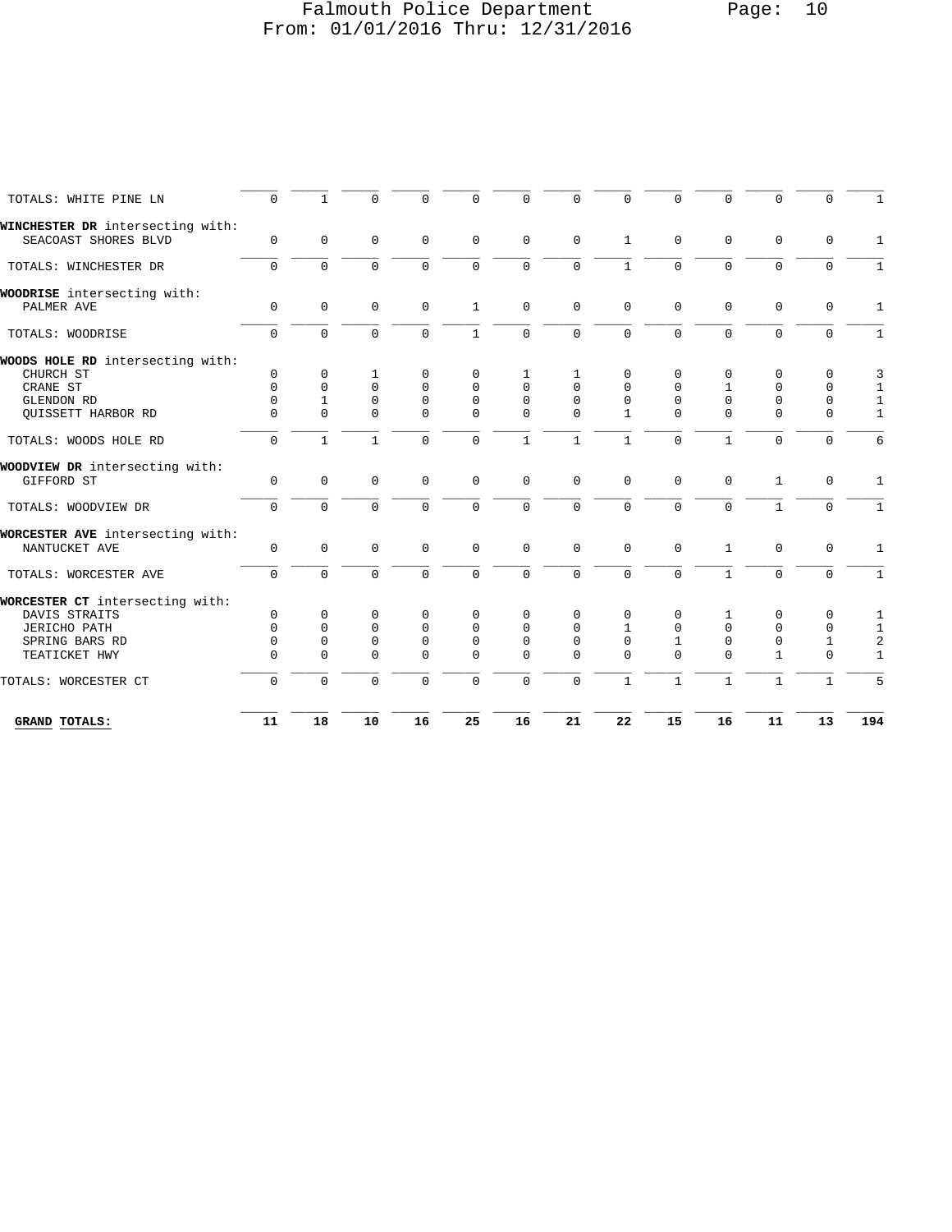| | | | | | | | | | | | | | |
|---|---|---|---|---|---|---|---|---|---|---|---|---|---|
| TOTALS: WHITE PINE LN | 0 | 1 | 0 | 0 | 0 | 0 | 0 | 0 | 0 | 0 | 0 | 0 | 1 |
| **WINCHESTER DR** intersecting with: | | | | | | | | | | | | | |
| SEACOAST SHORES BLVD | 0 | 0 | 0 | 0 | 0 | 0 | 0 | 1 | 0 | 0 | 0 | 0 | 1 |
| TOTALS: WINCHESTER DR | 0 | 0 | 0 | 0 | 0 | 0 | 0 | 1 | 0 | 0 | 0 | 0 | 1 |
| **WOODRISE** intersecting with: | | | | | | | | | | | | | |
| PALMER AVE | 0 | 0 | 0 | 0 | 1 | 0 | 0 | 0 | 0 | 0 | 0 | 0 | 1 |
| TOTALS: WOODRISE | 0 | 0 | 0 | 0 | 1 | 0 | 0 | 0 | 0 | 0 | 0 | 0 | 1 |
| **WOODS HOLE RD** intersecting with: | | | | | | | | | | | | | |
| CHURCH ST | 0 | 0 | 1 | 0 | 0 | 1 | 1 | 0 | 0 | 0 | 0 | 0 | 3 |
| CRANE ST | 0 | 0 | 0 | 0 | 0 | 0 | 0 | 0 | 0 | 1 | 0 | 0 | 1 |
| GLENDON RD | 0 | 1 | 0 | 0 | 0 | 0 | 0 | 0 | 0 | 0 | 0 | 0 | 1 |
| QUISSETT HARBOR RD | 0 | 0 | 0 | 0 | 0 | 0 | 0 | 1 | 0 | 0 | 0 | 0 | 1 |
| TOTALS: WOODS HOLE RD | 0 | 1 | 1 | 0 | 0 | 1 | 1 | 1 | 0 | 1 | 0 | 0 | 6 |
| **WOODVIEW DR** intersecting with: | | | | | | | | | | | | | |
| GIFFORD ST | 0 | 0 | 0 | 0 | 0 | 0 | 0 | 0 | 0 | 0 | 1 | 0 | 1 |
| TOTALS: WOODVIEW DR | 0 | 0 | 0 | 0 | 0 | 0 | 0 | 0 | 0 | 0 | 1 | 0 | 1 |
| **WORCESTER AVE** intersecting with: | | | | | | | | | | | | | |
| NANTUCKET AVE | 0 | 0 | 0 | 0 | 0 | 0 | 0 | 0 | 0 | 1 | 0 | 0 | 1 |
| TOTALS: WORCESTER AVE | 0 | 0 | 0 | 0 | 0 | 0 | 0 | 0 | 0 | 1 | 0 | 0 | 1 |
| **WORCESTER CT** intersecting with: | | | | | | | | | | | | | |
| DAVIS STRAITS | 0 | 0 | 0 | 0 | 0 | 0 | 0 | 0 | 0 | 1 | 0 | 0 | 1 |
| JERICHO PATH | 0 | 0 | 0 | 0 | 0 | 0 | 0 | 1 | 0 | 0 | 0 | 0 | 1 |
| SPRING BARS RD | 0 | 0 | 0 | 0 | 0 | 0 | 0 | 0 | 1 | 0 | 0 | 1 | 2 |
| TEATICKET HWY | 0 | 0 | 0 | 0 | 0 | 0 | 0 | 0 | 0 | 0 | 1 | 0 | 1 |
| TOTALS: WORCESTER CT | 0 | 0 | 0 | 0 | 0 | 0 | 0 | 1 | 1 | 1 | 1 | 1 | 5 |
| **GRAND TOTALS:** | **11** | **18** | **10** | **16** | **25** | **16** | **21** | **22** | **15** | **16** | **11** | **13** | **194** |